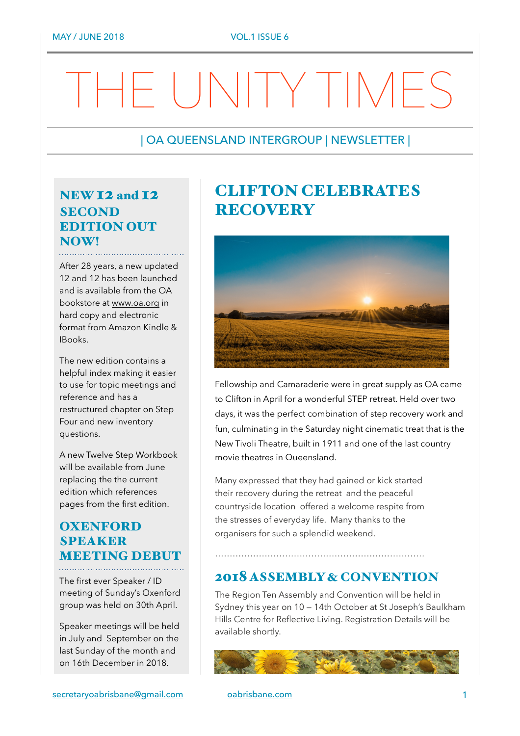# THE UNITY TIMES

| OA QUEENSLAND INTERGROUP | NEWSLETTER |

## NEW 12 and 12 SECOND EDITION OUT NOW!

After 28 years, a new updated 12 and 12 has been launched and is available from the OA bookstore at www.oa.org in hard copy and electronic format from Amazon Kindle & IBooks.

The new edition contains a helpful index making it easier to use for topic meetings and reference and has a restructured chapter on Step Four and new inventory questions.

A new Twelve Step Workbook will be available from June replacing the the current edition which references pages from the first edition.

## OXENFORD SPEAKER MEETING DEBUT

The first ever Speaker / ID meeting of Sunday's Oxenford group was held on 30th April.

Speaker meetings will be held in July and September on the last Sunday of the month and on 16th December in 2018.

## CLIFTON CELEBRATES RECOVERY

Fellowship and Camaraderie were in great supply as OA came to Clifton in April for a wonderful STEP retreat. Held over two days, it was the perfect combination of step recovery work and fun, culminating in the Saturday night cinematic treat that is the New Tivoli Theatre, built in 1911 and one of the last country movie theatres in Queensland.

Many expressed that they had gained or kick started their recovery during the retreat and the peaceful countryside location offered a welcome respite from the stresses of everyday life. Many thanks to the organisers for such a splendid weekend.

## 2018 ASSEMBLY & CONVENTION

The Region Ten Assembly and Convention will be held in Sydney this year on 10 – 14th October at St Joseph's Baulkham Hills Centre for Reflective Living. Registration Details will be available shortly.

secretaryoabrisbane@gmail.com oabrisbane.com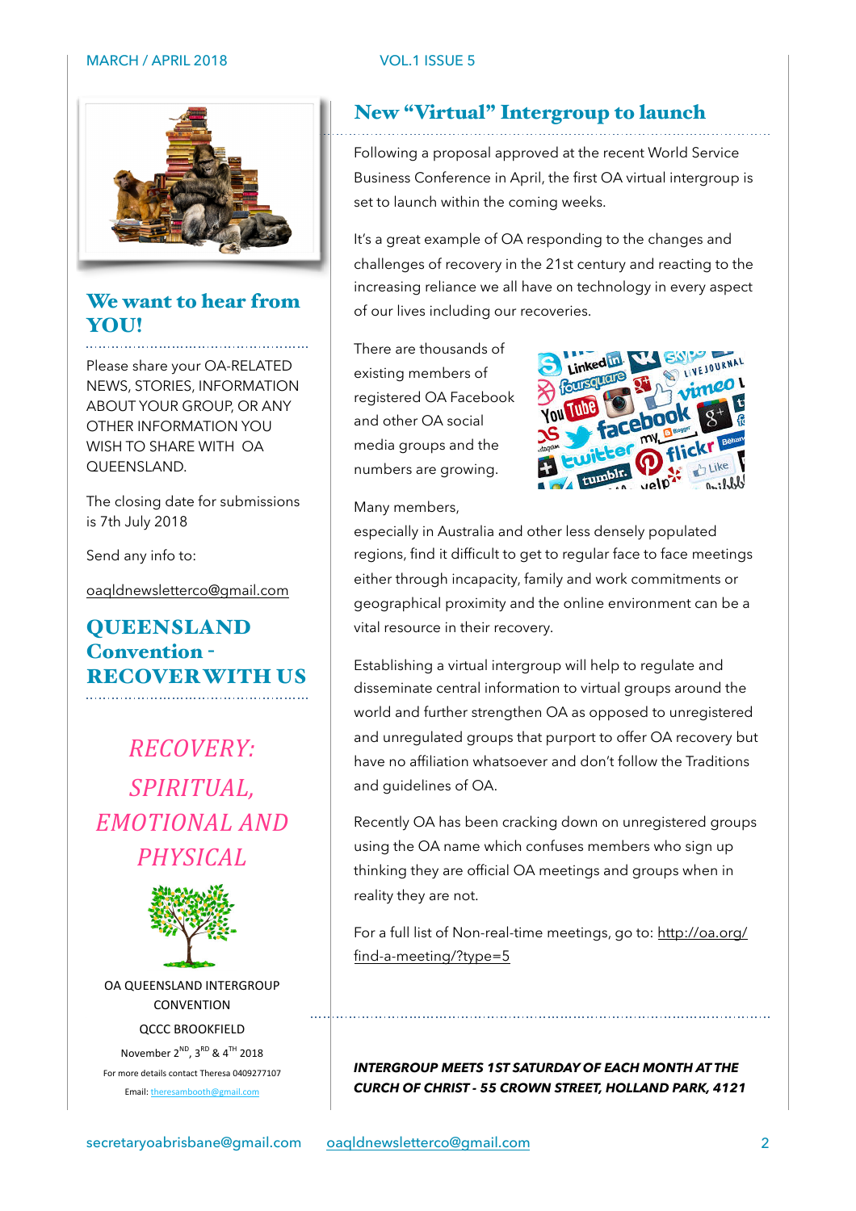## We want to hear from YOU!

Please share your OA-RELATED NEWS, STORIES, INFORMATION ABOUT YOUR GROUP, OR ANY OTHER INFORMATION YOU WISH TO SHARE WITH OA QUEENSLAND.

The closing date for submissions is 7th July 2018

Send any info to:

oaqldnewsletterco@gmail.com

## QUEENSLAND Convention - RECOVER WITH US

*RECOVERY: SPIRITUAL, EMOTIONAL AND PHYSICAL*

OA QUEENSLAND INTERGROUP CONVENTION

QCCC BROOKFIELD

November 2[ND], 3[RD] & 4[TH] 2018

For more details contact Theresa 0409277107

Email: theresambooth@gmail.com

## New "Virtual" Intergroup to launch

Following a proposal approved at the recent World Service Business Conference in April, the first OA virtual intergroup is set to launch within the coming weeks.

It's a great example of OA responding to the changes and challenges of recovery in the 21st century and reacting to the increasing reliance we all have on technology in every aspect of our lives including our recoveries.

There are thousands of existing members of registered OA Facebook and other OA social media groups and the numbers are growing.

Many members, especially in Australia and other less densely populated regions, find it difficult to get to regular face to face meetings either through incapacity, family and work commitments or geographical proximity and the online environment can be a vital resource in their recovery.

Establishing a virtual intergroup will help to regulate and disseminate central information to virtual groups around the world and further strengthen OA as opposed to unregistered and unregulated groups that purport to offer OA recovery but have no affiliation whatsoever and don't follow the Traditions and guidelines of OA.

Recently OA has been cracking down on unregistered groups using the OA name which confuses members who sign up thinking they are official OA meetings and groups when in reality they are not.

For a full list of Non-real-time meetings, go to: http://oa.org/find-a-meeting/?type=5

***INTERGROUP MEETS 1ST SATURDAY OF EACH MONTH AT THE CURCH OF CHRIST - 55 CROWN STREET, HOLLAND PARK, 4121***

secretaryoabrisbane@gmail.com oaqldnewsletterco@gmail.com